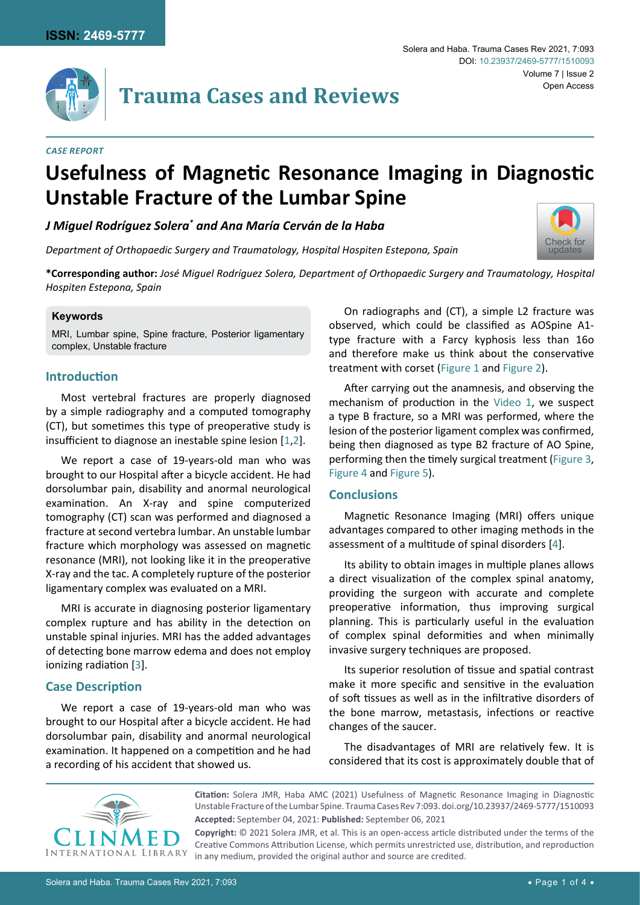CASE REPORT

# Usefulness of Magnetic Resonance Imaging in Diagnostic Unstable Fracture of the Lumbar Spine

***J Miguel Rodríguez Solera\* and Ana María Cerván de la Haba***

*Department of Orthopaedic Surgery and Traumatology, Hospital Hospiten Estepona, Spain*

**\*Corresponding author:** *José Miguel Rodríguez Solera, Department of Orthopaedic Surgery and Traumatology, Hospital Hospiten Estepona, Spain*

**Keywords**

MRI, Lumbar spine, Spine fracture, Posterior ligamentary complex, Unstable fracture

## Introduction

Most vertebral fractures are properly diagnosed by a simple radiography and a computed tomography (CT), but sometimes this type of preoperative study is insufficient to diagnose an inestable spine lesion [1,2].

We report a case of 19-years-old man who was brought to our Hospital after a bicycle accident. He had dorsolumbar pain, disability and anormal neurological examination. An X-ray and spine computerized tomography (CT) scan was performed and diagnosed a fracture at second vertebra lumbar. An unstable lumbar fracture which morphology was assessed on magnetic resonance (MRI), not looking like it in the preoperative X-ray and the tac. A completely rupture of the posterior ligamentary complex was evaluated on a MRI.

MRI is accurate in diagnosing posterior ligamentary complex rupture and has ability in the detection on unstable spinal injuries. MRI has the added advantages of detecting bone marrow edema and does not employ ionizing radiation [3].

## Case Description

We report a case of 19-years-old man who was brought to our Hospital after a bicycle accident. He had dorsolumbar pain, disability and anormal neurological examination. It happened on a competition and he had a recording of his accident that showed us.

On radiographs and (CT), a simple L2 fracture was observed, which could be classified as AOSpine A1-type fracture with a Farcy kyphosis less than 16o and therefore make us think about the conservative treatment with corset (Figure 1 and Figure 2).

After carrying out the anamnesis, and observing the mechanism of production in the Video 1, we suspect a type B fracture, so a MRI was performed, where the lesion of the posterior ligament complex was confirmed, being then diagnosed as type B2 fracture of AO Spine, performing then the timely surgical treatment (Figure 3, Figure 4 and Figure 5).

## Conclusions

Magnetic Resonance Imaging (MRI) offers unique advantages compared to other imaging methods in the assessment of a multitude of spinal disorders [4].

Its ability to obtain images in multiple planes allows a direct visualization of the complex spinal anatomy, providing the surgeon with accurate and complete preoperative information, thus improving surgical planning. This is particularly useful in the evaluation of complex spinal deformities and when minimally invasive surgery techniques are proposed.

Its superior resolution of tissue and spatial contrast make it more specific and sensitive in the evaluation of soft tissues as well as in the infiltrative disorders of the bone marrow, metastasis, infections or reactive changes of the saucer.

The disadvantages of MRI are relatively few. It is considered that its cost is approximately double that of

**Citation:** Solera JMR, Haba AMC (2021) Usefulness of Magnetic Resonance Imaging in Diagnostic Unstable Fracture of the Lumbar Spine. Trauma Cases Rev 7:093. doi.org/10.23937/2469-5777/1510093

**Accepted:** September 04, 2021: **Published:** September 06, 2021

**Copyright:** © 2021 Solera JMR, et al. This is an open-access article distributed under the terms of the Creative Commons Attribution License, which permits unrestricted use, distribution, and reproduction in any medium, provided the original author and source are credited.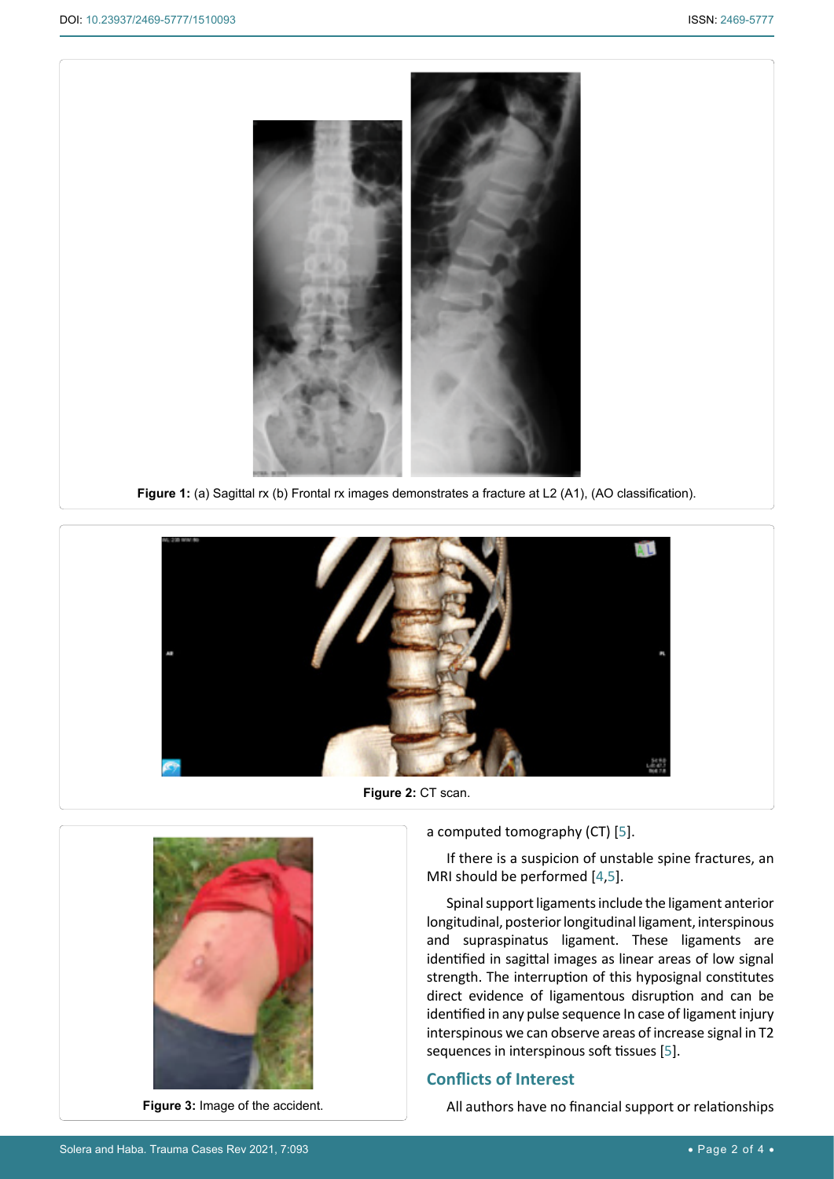Figure 1: (a) Sagittal rx (b) Frontal rx images demonstrates a fracture at L2 (A1), (AO classification).

Figure 2: CT scan.

Figure 3: Image of the accident.

a computed tomography (CT) [5].

If there is a suspicion of unstable spine fractures, an MRI should be performed [4,5].

Spinal support ligaments include the ligament anterior longitudinal, posterior longitudinal ligament, interspinous and supraspinatus ligament. These ligaments are identified in sagittal images as linear areas of low signal strength. The interruption of this hyposignal constitutes direct evidence of ligamentous disruption and can be identified in any pulse sequence In case of ligament injury interspinous we can observe areas of increase signal in T2 sequences in interspinous soft tissues [5].

## Conflicts of Interest

All authors have no financial support or relationships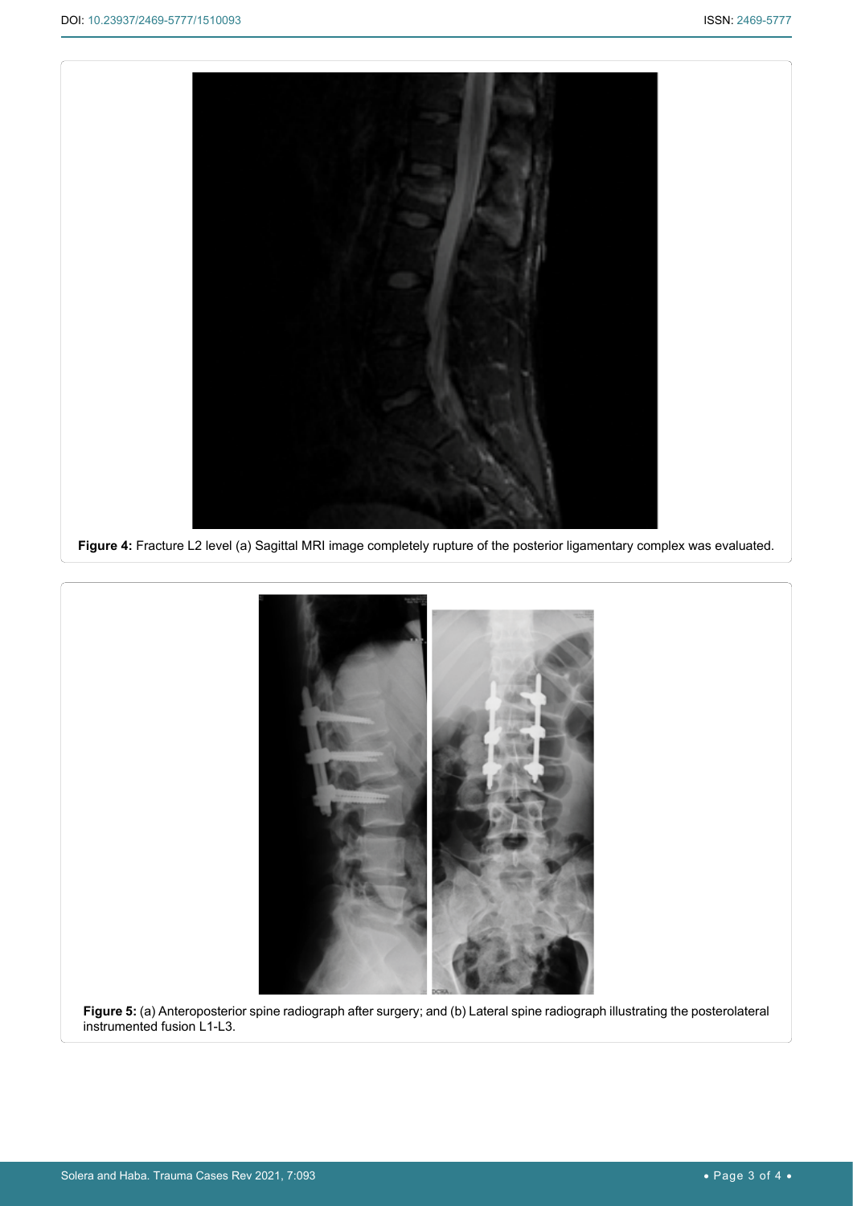**Figure 4:** Fracture L2 level (a) Sagittal MRI image completely rupture of the posterior ligamentary complex was evaluated.

**Figure 5:** (a) Anteroposterior spine radiograph after surgery; and (b) Lateral spine radiograph illustrating the posterolateral instrumented fusion L1-L3.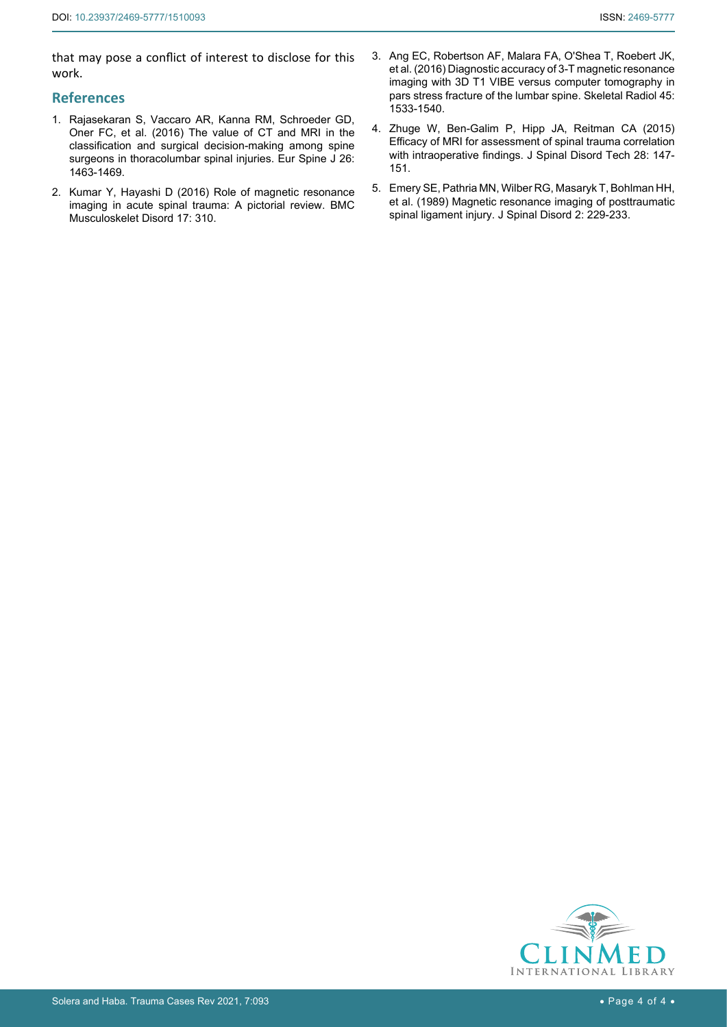that may pose a conflict of interest to disclose for this work.

## References

1. Rajasekaran S, Vaccaro AR, Kanna RM, Schroeder GD, Oner FC, et al. (2016) The value of CT and MRI in the classification and surgical decision-making among spine surgeons in thoracolumbar spinal injuries. Eur Spine J 26: 1463-1469.
2. Kumar Y, Hayashi D (2016) Role of magnetic resonance imaging in acute spinal trauma: A pictorial review. BMC Musculoskelet Disord 17: 310.
3. Ang EC, Robertson AF, Malara FA, O'Shea T, Roebert JK, et al. (2016) Diagnostic accuracy of 3-T magnetic resonance imaging with 3D T1 VIBE versus computer tomography in pars stress fracture of the lumbar spine. Skeletal Radiol 45: 1533-1540.
4. Zhuge W, Ben-Galim P, Hipp JA, Reitman CA (2015) Efficacy of MRI for assessment of spinal trauma correlation with intraoperative findings. J Spinal Disord Tech 28: 147-151.
5. Emery SE, Pathria MN, Wilber RG, Masaryk T, Bohlman HH, et al. (1989) Magnetic resonance imaging of posttraumatic spinal ligament injury. J Spinal Disord 2: 229-233.